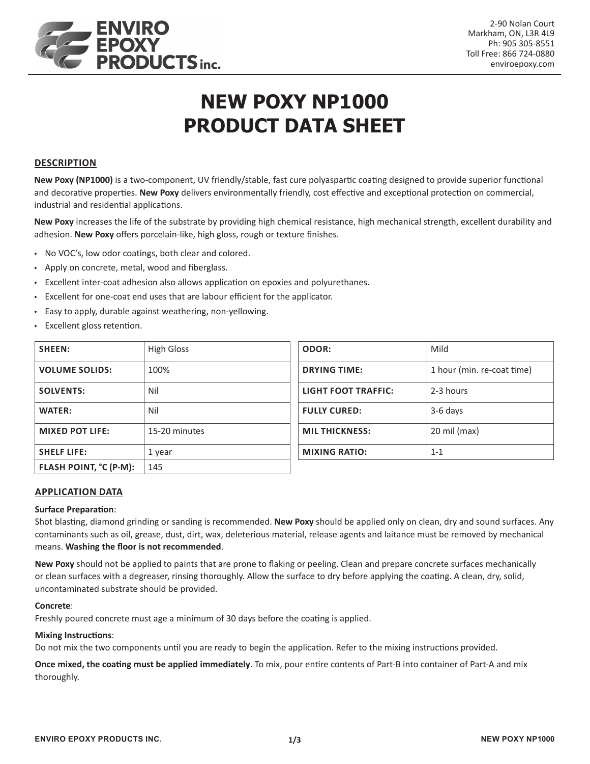ENVIRO EPOXY PRODUCTS inc.

2-90 Nolan Court
Markham, ON, L3R 4L9
Ph: 905 305-8551
Toll Free: 866 724-0880
enviroepoxy.com

# NEW POXY NP1000
# PRODUCT DATA SHEET

## DESCRIPTION

**New Poxy (NP1000)** is a two-component, UV friendly/stable, fast cure polyaspartic coating designed to provide superior functional and decorative properties. **New Poxy** delivers environmentally friendly, cost effective and exceptional protection on commercial, industrial and residential applications.

**New Poxy** increases the life of the substrate by providing high chemical resistance, high mechanical strength, excellent durability and adhesion. **New Poxy** offers porcelain-like, high gloss, rough or texture finishes.

- No VOC's, low odor coatings, both clear and colored.
- Apply on concrete, metal, wood and fiberglass.
- Excellent inter-coat adhesion also allows application on epoxies and polyurethanes.
- Excellent for one-coat end uses that are labour efficient for the applicator.
- Easy to apply, durable against weathering, non-yellowing.
- Excellent gloss retention.

| | |
|---|---|
| **SHEEN:** | High Gloss |
| **VOLUME SOLIDS:** | 100% |
| **SOLVENTS:** | Nil |
| **WATER:** | Nil |
| **MIXED POT LIFE:** | 15-20 minutes |
| **SHELF LIFE:** | 1 year |
| **FLASH POINT, °C (P-M):** | 145 |

| | |
|---|---|
| **ODOR:** | Mild |
| **DRYING TIME:** | 1 hour (min. re-coat time) |
| **LIGHT FOOT TRAFFIC:** | 2-3 hours |
| **FULLY CURED:** | 3-6 days |
| **MIL THICKNESS:** | 20 mil (max) |
| **MIXING RATIO:** | 1-1 |

## APPLICATION DATA

**Surface Preparation**:
Shot blasting, diamond grinding or sanding is recommended. **New Poxy** should be applied only on clean, dry and sound surfaces. Any contaminants such as oil, grease, dust, dirt, wax, deleterious material, release agents and laitance must be removed by mechanical means. **Washing the floor is not recommended**.

**New Poxy** should not be applied to paints that are prone to flaking or peeling. Clean and prepare concrete surfaces mechanically or clean surfaces with a degreaser, rinsing thoroughly. Allow the surface to dry before applying the coating. A clean, dry, solid, uncontaminated substrate should be provided.

**Concrete**:
Freshly poured concrete must age a minimum of 30 days before the coating is applied.

**Mixing Instructions**:
Do not mix the two components until you are ready to begin the application. Refer to the mixing instructions provided.

**Once mixed, the coating must be applied immediately**. To mix, pour entire contents of Part-B into container of Part-A and mix thoroughly.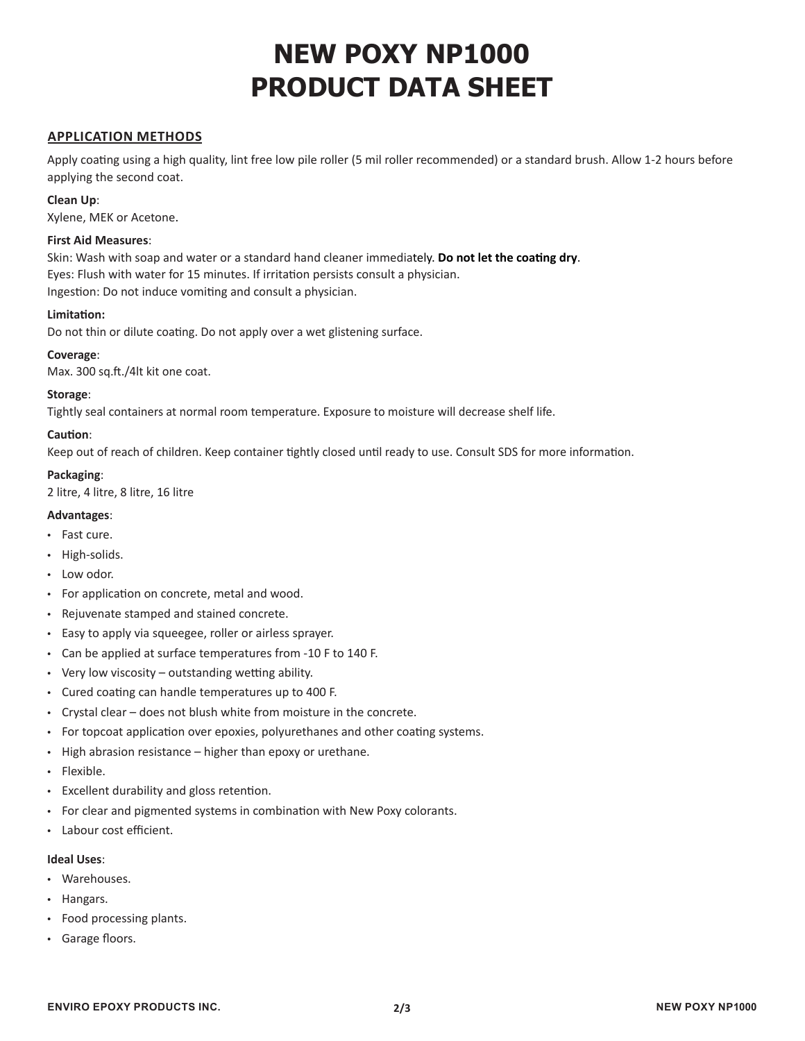# NEW POXY NP1000 PRODUCT DATA SHEET

## APPLICATION METHODS

Apply coating using a high quality, lint free low pile roller (5 mil roller recommended) or a standard brush. Allow 1-2 hours before applying the second coat.

**Clean Up**:
Xylene, MEK or Acetone.

**First Aid Measures**:
Skin: Wash with soap and water or a standard hand cleaner immediately. **Do not let the coating dry**.
Eyes: Flush with water for 15 minutes. If irritation persists consult a physician.
Ingestion: Do not induce vomiting and consult a physician.

**Limitation:**
Do not thin or dilute coating. Do not apply over a wet glistening surface.

**Coverage**:
Max. 300 sq.ft./4lt kit one coat.

**Storage**:
Tightly seal containers at normal room temperature. Exposure to moisture will decrease shelf life.

**Caution**:
Keep out of reach of children. Keep container tightly closed until ready to use. Consult SDS for more information.

**Packaging**:
2 litre, 4 litre, 8 litre, 16 litre

**Advantages**:

- Fast cure.
- High-solids.
- Low odor.
- For application on concrete, metal and wood.
- Rejuvenate stamped and stained concrete.
- Easy to apply via squeegee, roller or airless sprayer.
- Can be applied at surface temperatures from -10 F to 140 F.
- Very low viscosity – outstanding wetting ability.
- Cured coating can handle temperatures up to 400 F.
- Crystal clear – does not blush white from moisture in the concrete.
- For topcoat application over epoxies, polyurethanes and other coating systems.
- High abrasion resistance – higher than epoxy or urethane.
- Flexible.
- Excellent durability and gloss retention.
- For clear and pigmented systems in combination with New Poxy colorants.
- Labour cost efficient.

**Ideal Uses**:

- Warehouses.
- Hangars.
- Food processing plants.
- Garage floors.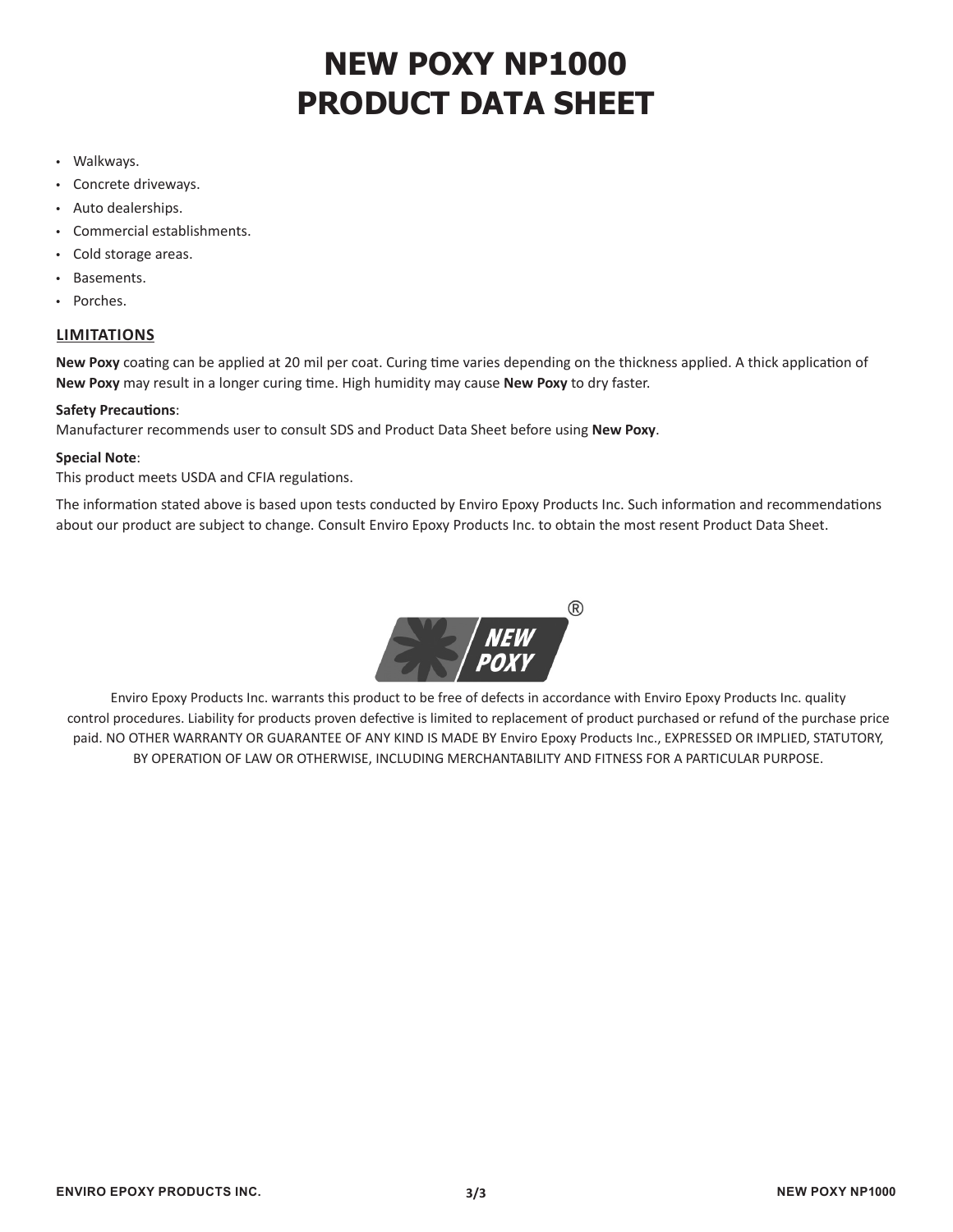# NEW POXY NP1000
# PRODUCT DATA SHEET

- Walkways.
- Concrete driveways.
- Auto dealerships.
- Commercial establishments.
- Cold storage areas.
- Basements.
- Porches.

## LIMITATIONS

**New Poxy** coating can be applied at 20 mil per coat. Curing time varies depending on the thickness applied. A thick application of **New Poxy** may result in a longer curing time. High humidity may cause **New Poxy** to dry faster.

**Safety Precautions**:
Manufacturer recommends user to consult SDS and Product Data Sheet before using **New Poxy**.

**Special Note**:
This product meets USDA and CFIA regulations.

The information stated above is based upon tests conducted by Enviro Epoxy Products Inc. Such information and recommendations about our product are subject to change. Consult Enviro Epoxy Products Inc. to obtain the most resent Product Data Sheet.

NEW POXY ®

Enviro Epoxy Products Inc. warrants this product to be free of defects in accordance with Enviro Epoxy Products Inc. quality control procedures. Liability for products proven defective is limited to replacement of product purchased or refund of the purchase price paid. NO OTHER WARRANTY OR GUARANTEE OF ANY KIND IS MADE BY Enviro Epoxy Products Inc., EXPRESSED OR IMPLIED, STATUTORY, BY OPERATION OF LAW OR OTHERWISE, INCLUDING MERCHANTABILITY AND FITNESS FOR A PARTICULAR PURPOSE.